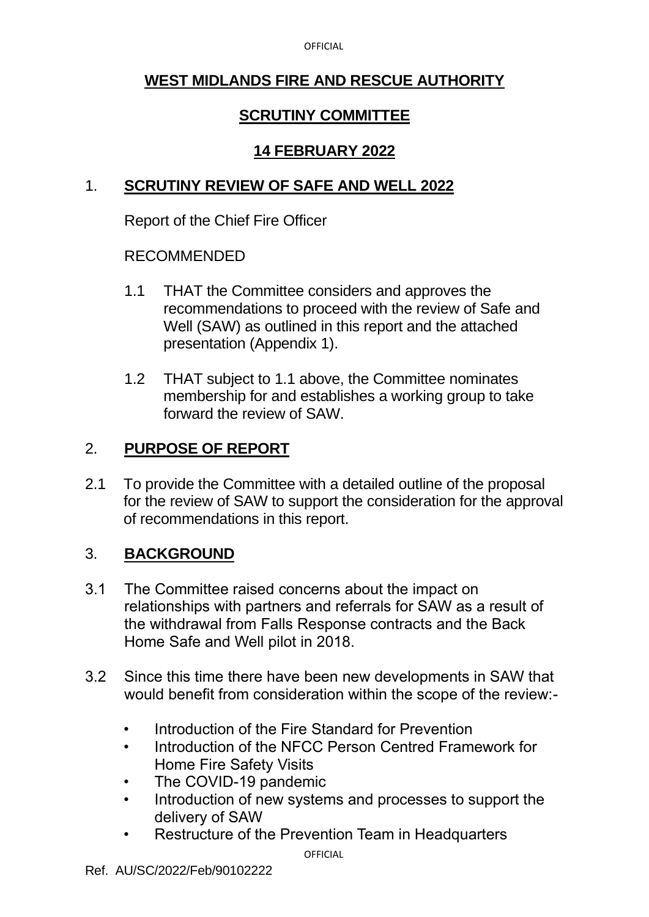# WEST MIDLANDS FIRE AND RESCUE AUTHORITY

## SCRUTINY COMMITTEE

## 14 FEBRUARY 2022

1. **SCRUTINY REVIEW OF SAFE AND WELL 2022**

Report of the Chief Fire Officer

RECOMMENDED

1.1 THAT the Committee considers and approves the recommendations to proceed with the review of Safe and Well (SAW) as outlined in this report and the attached presentation (Appendix 1).

1.2 THAT subject to 1.1 above, the Committee nominates membership for and establishes a working group to take forward the review of SAW.

2. **PURPOSE OF REPORT**

2.1 To provide the Committee with a detailed outline of the proposal for the review of SAW to support the consideration for the approval of recommendations in this report.

3. **BACKGROUND**

3.1 The Committee raised concerns about the impact on relationships with partners and referrals for SAW as a result of the withdrawal from Falls Response contracts and the Back Home Safe and Well pilot in 2018.

3.2 Since this time there have been new developments in SAW that would benefit from consideration within the scope of the review:-

- Introduction of the Fire Standard for Prevention
- Introduction of the NFCC Person Centred Framework for Home Fire Safety Visits
- The COVID-19 pandemic
- Introduction of new systems and processes to support the delivery of SAW
- Restructure of the Prevention Team in Headquarters

Ref. AU/SC/2022/Feb/90102222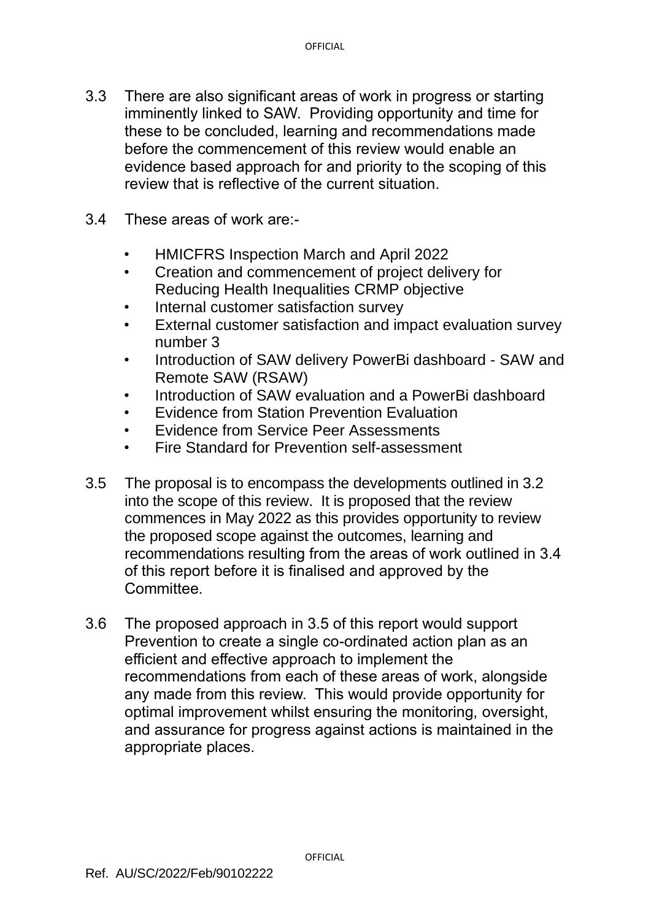3.3 There are also significant areas of work in progress or starting imminently linked to SAW. Providing opportunity and time for these to be concluded, learning and recommendations made before the commencement of this review would enable an evidence based approach for and priority to the scoping of this review that is reflective of the current situation.

3.4 These areas of work are:-

- HMICFRS Inspection March and April 2022
- Creation and commencement of project delivery for Reducing Health Inequalities CRMP objective
- Internal customer satisfaction survey
- External customer satisfaction and impact evaluation survey number 3
- Introduction of SAW delivery PowerBi dashboard - SAW and Remote SAW (RSAW)
- Introduction of SAW evaluation and a PowerBi dashboard
- Evidence from Station Prevention Evaluation
- Evidence from Service Peer Assessments
- Fire Standard for Prevention self-assessment

3.5 The proposal is to encompass the developments outlined in 3.2 into the scope of this review. It is proposed that the review commences in May 2022 as this provides opportunity to review the proposed scope against the outcomes, learning and recommendations resulting from the areas of work outlined in 3.4 of this report before it is finalised and approved by the Committee.

3.6 The proposed approach in 3.5 of this report would support Prevention to create a single co-ordinated action plan as an efficient and effective approach to implement the recommendations from each of these areas of work, alongside any made from this review. This would provide opportunity for optimal improvement whilst ensuring the monitoring, oversight, and assurance for progress against actions is maintained in the appropriate places.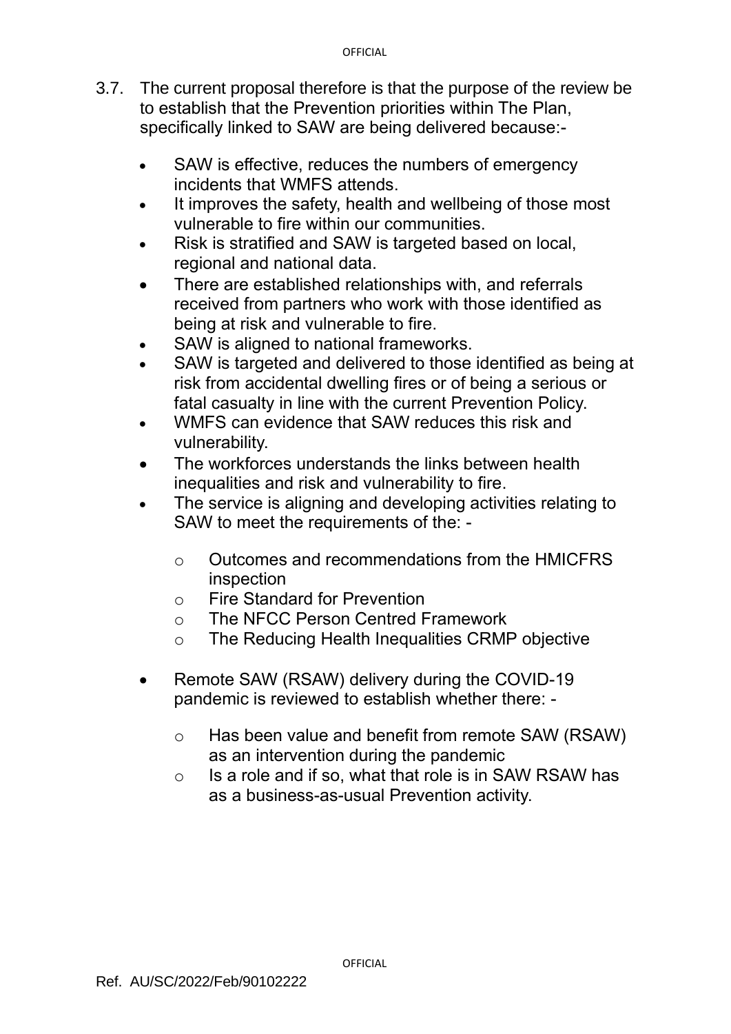3.7. The current proposal therefore is that the purpose of the review be to establish that the Prevention priorities within The Plan, specifically linked to SAW are being delivered because:-

- SAW is effective, reduces the numbers of emergency incidents that WMFS attends.
- It improves the safety, health and wellbeing of those most vulnerable to fire within our communities.
- Risk is stratified and SAW is targeted based on local, regional and national data.
- There are established relationships with, and referrals received from partners who work with those identified as being at risk and vulnerable to fire.
- SAW is aligned to national frameworks.
- SAW is targeted and delivered to those identified as being at risk from accidental dwelling fires or of being a serious or fatal casualty in line with the current Prevention Policy.
- WMFS can evidence that SAW reduces this risk and vulnerability.
- The workforces understands the links between health inequalities and risk and vulnerability to fire.
- The service is aligning and developing activities relating to SAW to meet the requirements of the: -
  - Outcomes and recommendations from the HMICFRS inspection
  - Fire Standard for Prevention
  - The NFCC Person Centred Framework
  - The Reducing Health Inequalities CRMP objective
- Remote SAW (RSAW) delivery during the COVID-19 pandemic is reviewed to establish whether there: -
  - Has been value and benefit from remote SAW (RSAW) as an intervention during the pandemic
  - Is a role and if so, what that role is in SAW RSAW has as a business-as-usual Prevention activity.

Ref. AU/SC/2022/Feb/90102222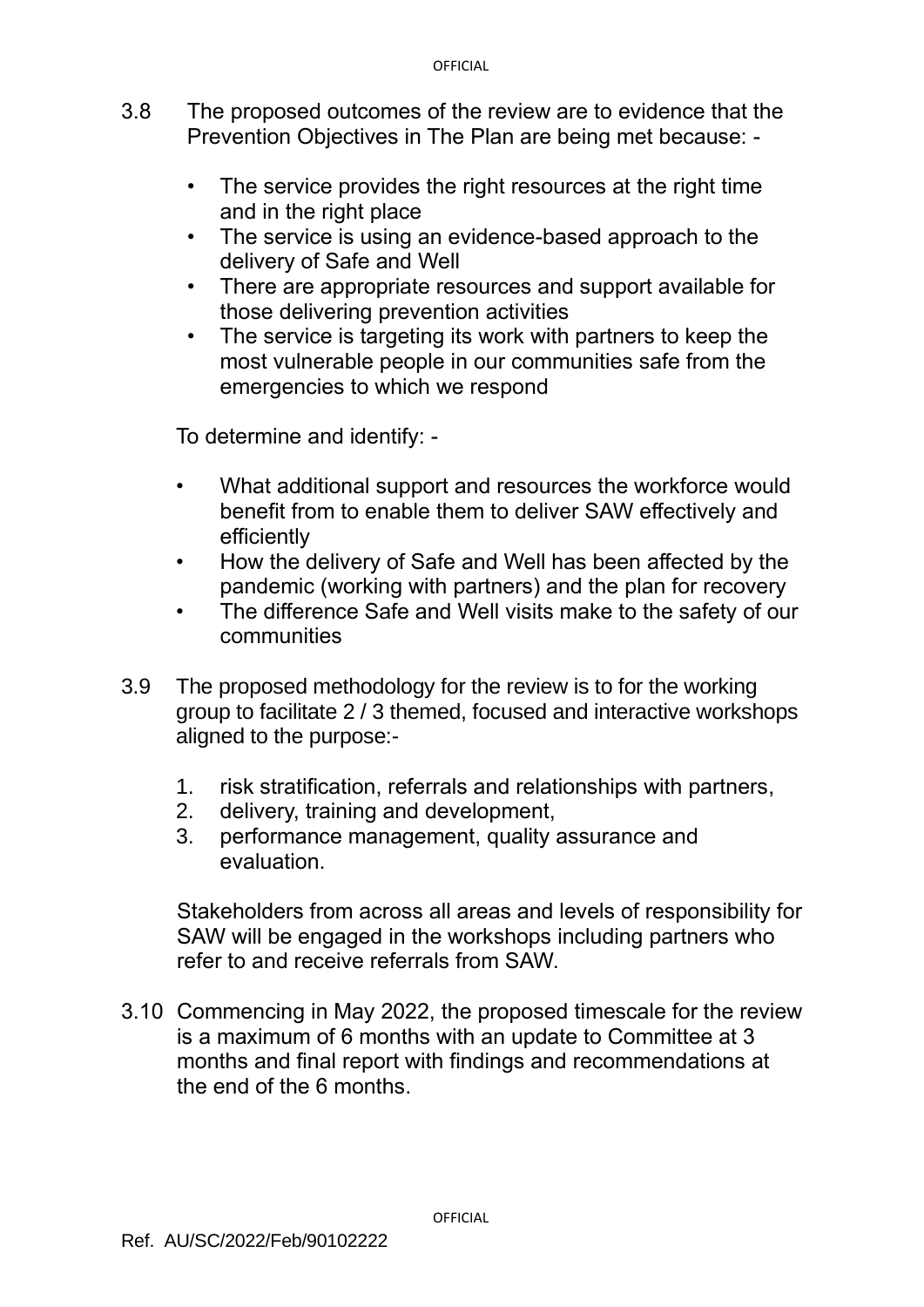3.8 The proposed outcomes of the review are to evidence that the Prevention Objectives in The Plan are being met because: -

- The service provides the right resources at the right time and in the right place
- The service is using an evidence-based approach to the delivery of Safe and Well
- There are appropriate resources and support available for those delivering prevention activities
- The service is targeting its work with partners to keep the most vulnerable people in our communities safe from the emergencies to which we respond

To determine and identify: -

- What additional support and resources the workforce would benefit from to enable them to deliver SAW effectively and efficiently
- How the delivery of Safe and Well has been affected by the pandemic (working with partners) and the plan for recovery
- The difference Safe and Well visits make to the safety of our communities

3.9 The proposed methodology for the review is to for the working group to facilitate 2 / 3 themed, focused and interactive workshops aligned to the purpose:-

1. risk stratification, referrals and relationships with partners,
2. delivery, training and development,
3. performance management, quality assurance and evaluation.

Stakeholders from across all areas and levels of responsibility for SAW will be engaged in the workshops including partners who refer to and receive referrals from SAW.

3.10 Commencing in May 2022, the proposed timescale for the review is a maximum of 6 months with an update to Committee at 3 months and final report with findings and recommendations at the end of the 6 months.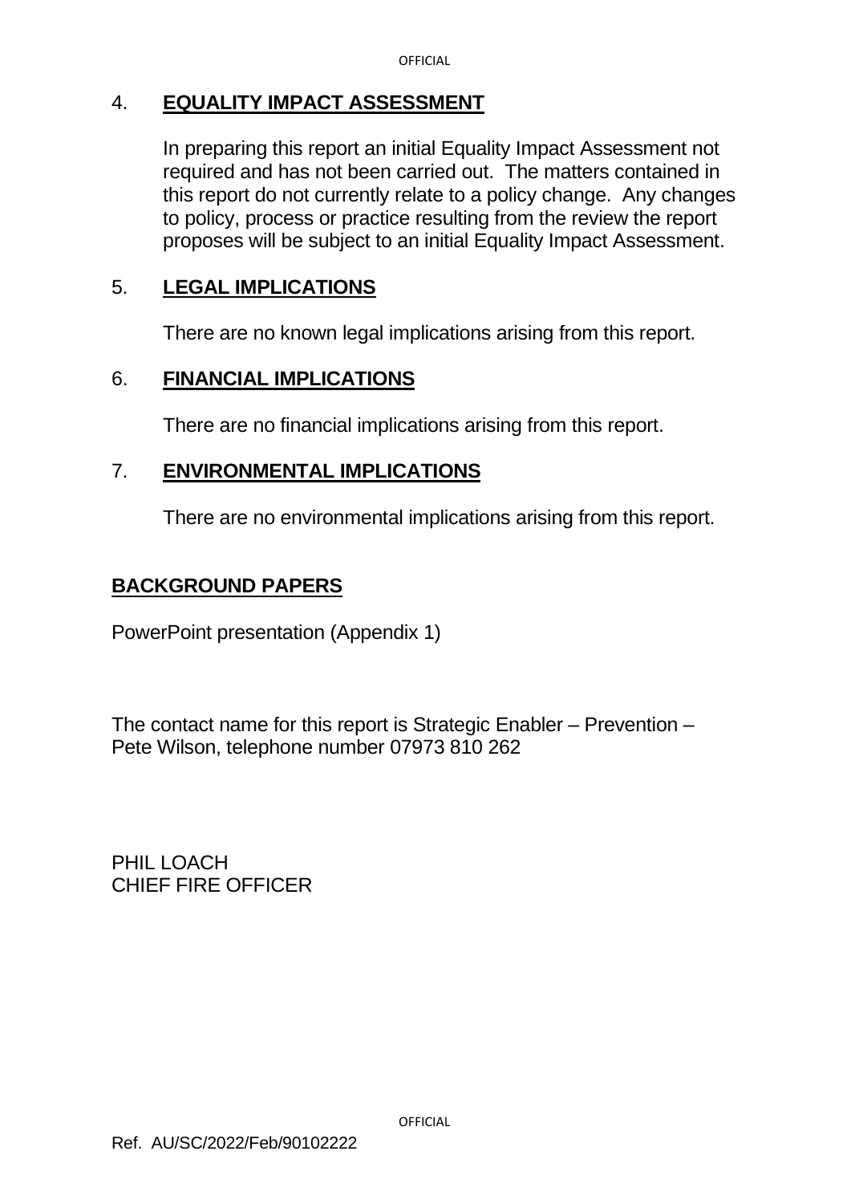## 4. **EQUALITY IMPACT ASSESSMENT**

In preparing this report an initial Equality Impact Assessment not required and has not been carried out. The matters contained in this report do not currently relate to a policy change. Any changes to policy, process or practice resulting from the review the report proposes will be subject to an initial Equality Impact Assessment.

## 5. **LEGAL IMPLICATIONS**

There are no known legal implications arising from this report.

## 6. **FINANCIAL IMPLICATIONS**

There are no financial implications arising from this report.

## 7. **ENVIRONMENTAL IMPLICATIONS**

There are no environmental implications arising from this report.

## **BACKGROUND PAPERS**

PowerPoint presentation (Appendix 1)

The contact name for this report is Strategic Enabler – Prevention – Pete Wilson, telephone number 07973 810 262

PHIL LOACH
CHIEF FIRE OFFICER

Ref. AU/SC/2022/Feb/90102222